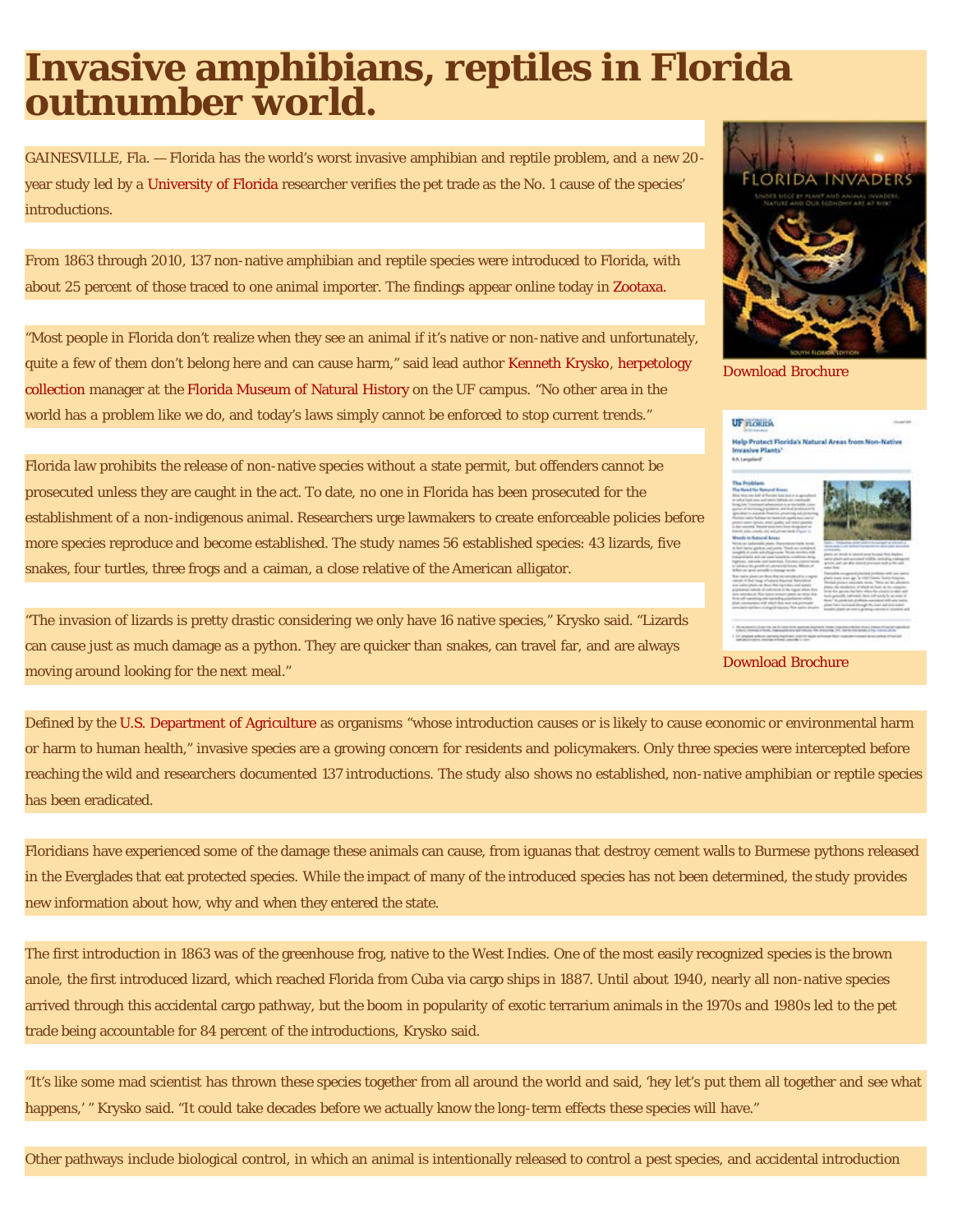# Invasive amphibians, reptiles in Florida outnumber world.

GAINESVILLE, Fla. — Florida has the world's worst invasive amphibian and reptile problem, and a new 20-year study led by a University of Florida researcher verifies the pet trade as the No. 1 cause of the species' introductions.

From 1863 through 2010, 137 non-native amphibian and reptile species were introduced to Florida, with about 25 percent of those traced to one animal importer. The findings appear online today in Zootaxa.

"Most people in Florida don't realize when they see an animal if it's native or non-native and unfortunately, quite a few of them don't belong here and can cause harm," said lead author Kenneth Krysko, herpetology collection manager at the Florida Museum of Natural History on the UF campus. "No other area in the world has a problem like we do, and today's laws simply cannot be enforced to stop current trends."

Florida law prohibits the release of non-native species without a state permit, but offenders cannot be prosecuted unless they are caught in the act. To date, no one in Florida has been prosecuted for the establishment of a non-indigenous animal. Researchers urge lawmakers to create enforceable policies before more species reproduce and become established. The study names 56 established species: 43 lizards, five snakes, four turtles, three frogs and a caiman, a close relative of the American alligator.

"The invasion of lizards is pretty drastic considering we only have 16 native species," Krysko said. "Lizards can cause just as much damage as a python. They are quicker than snakes, can travel far, and are always moving around looking for the next meal."

Download Brochure

Download Brochure

Defined by the U.S. Department of Agriculture as organisms "whose introduction causes or is likely to cause economic or environmental harm or harm to human health," invasive species are a growing concern for residents and policymakers. Only three species were intercepted before reaching the wild and researchers documented 137 introductions. The study also shows no established, non-native amphibian or reptile species has been eradicated.

Floridians have experienced some of the damage these animals can cause, from iguanas that destroy cement walls to Burmese pythons released in the Everglades that eat protected species. While the impact of many of the introduced species has not been determined, the study provides new information about how, why and when they entered the state.

The first introduction in 1863 was of the greenhouse frog, native to the West Indies. One of the most easily recognized species is the brown anole, the first introduced lizard, which reached Florida from Cuba via cargo ships in 1887. Until about 1940, nearly all non-native species arrived through this accidental cargo pathway, but the boom in popularity of exotic terrarium animals in the 1970s and 1980s led to the pet trade being accountable for 84 percent of the introductions, Krysko said.

"It's like some mad scientist has thrown these species together from all around the world and said, 'hey let's put them all together and see what happens,' " Krysko said. "It could take decades before we actually know the long-term effects these species will have."

Other pathways include biological control, in which an animal is intentionally released to control a pest species, and accidental introduction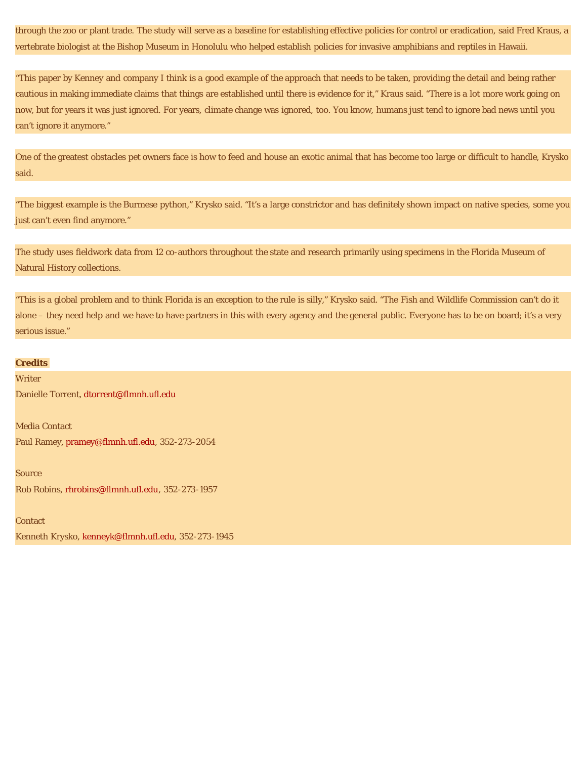through the zoo or plant trade. The study will serve as a baseline for establishing effective policies for control or eradication, said Fred Kraus, a vertebrate biologist at the Bishop Museum in Honolulu who helped establish policies for invasive amphibians and reptiles in Hawaii.

"This paper by Kenney and company I think is a good example of the approach that needs to be taken, providing the detail and being rather cautious in making immediate claims that things are established until there is evidence for it," Kraus said. "There is a lot more work going on now, but for years it was just ignored. For years, climate change was ignored, too. You know, humans just tend to ignore bad news until you can't ignore it anymore."

One of the greatest obstacles pet owners face is how to feed and house an exotic animal that has become too large or difficult to handle, Krysko said.

"The biggest example is the Burmese python," Krysko said. "It's a large constrictor and has definitely shown impact on native species, some you just can't even find anymore."

The study uses fieldwork data from 12 co-authors throughout the state and research primarily using specimens in the Florida Museum of Natural History collections.

"This is a global problem and to think Florida is an exception to the rule is silly," Krysko said. "The Fish and Wildlife Commission can't do it alone – they need help and we have to have partners in this with every agency and the general public. Everyone has to be on board; it's a very serious issue."

**Credits**

Writer
Danielle Torrent, dtorrent@flmnh.ufl.edu

Media Contact
Paul Ramey, pramey@flmnh.ufl.edu, 352-273-2054

Source
Rob Robins, rhrobins@flmnh.ufl.edu, 352-273-1957

Contact
Kenneth Krysko, kenneyk@flmnh.ufl.edu, 352-273-1945